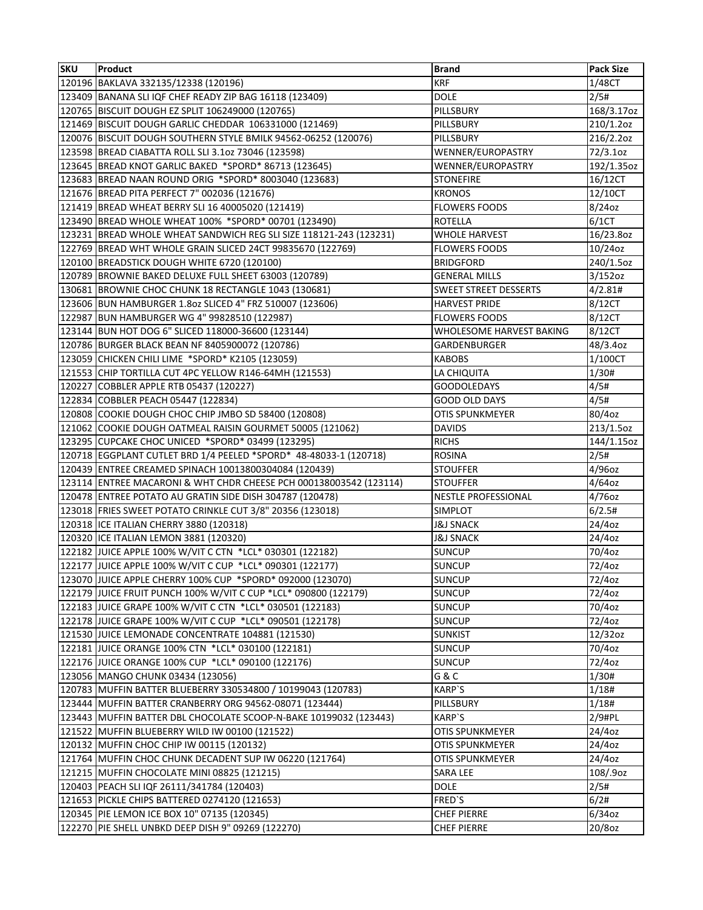| SKU | Product | Brand | Pack Size |
|---|---|---|---|
| 120196 | BAKLAVA 332135/12338 (120196) | KRF | 1/48CT |
| 123409 | BANANA SLI IQF CHEF READY ZIP BAG 16118 (123409) | DOLE | 2/5# |
| 120765 | BISCUIT DOUGH EZ SPLIT 106249000 (120765) | PILLSBURY | 168/3.17oz |
| 121469 | BISCUIT DOUGH GARLIC CHEDDAR 106331000 (121469) | PILLSBURY | 210/1.2oz |
| 120076 | BISCUIT DOUGH SOUTHERN STYLE BMILK 94562-06252 (120076) | PILLSBURY | 216/2.2oz |
| 123598 | BREAD CIABATTA ROLL SLI 3.1oz 73046 (123598) | WENNER/EUROPASTRY | 72/3.1oz |
| 123645 | BREAD KNOT GARLIC BAKED *SPORD* 86713 (123645) | WENNER/EUROPASTRY | 192/1.35oz |
| 123683 | BREAD NAAN ROUND ORIG *SPORD* 8003040 (123683) | STONEFIRE | 16/12CT |
| 121676 | BREAD PITA PERFECT 7" 002036 (121676) | KRONOS | 12/10CT |
| 121419 | BREAD WHEAT BERRY SLI 16 40005020 (121419) | FLOWERS FOODS | 8/24oz |
| 123490 | BREAD WHOLE WHEAT 100% *SPORD* 00701 (123490) | ROTELLA | 6/1CT |
| 123231 | BREAD WHOLE WHEAT SANDWICH REG SLI SIZE 118121-243 (123231) | WHOLE HARVEST | 16/23.8oz |
| 122769 | BREAD WHT WHOLE GRAIN SLICED 24CT 99835670 (122769) | FLOWERS FOODS | 10/24oz |
| 120100 | BREADSTICK DOUGH WHITE 6720 (120100) | BRIDGFORD | 240/1.5oz |
| 120789 | BROWNIE BAKED DELUXE FULL SHEET 63003 (120789) | GENERAL MILLS | 3/152oz |
| 130681 | BROWNIE CHOC CHUNK 18 RECTANGLE 1043 (130681) | SWEET STREET DESSERTS | 4/2.81# |
| 123606 | BUN HAMBURGER 1.8oz SLICED 4" FRZ 510007 (123606) | HARVEST PRIDE | 8/12CT |
| 122987 | BUN HAMBURGER WG 4" 99828510 (122987) | FLOWERS FOODS | 8/12CT |
| 123144 | BUN HOT DOG 6" SLICED 118000-36600 (123144) | WHOLESOME HARVEST BAKING | 8/12CT |
| 120786 | BURGER BLACK BEAN NF 8405900072 (120786) | GARDENBURGER | 48/3.4oz |
| 123059 | CHICKEN CHILI LIME *SPORD* K2105 (123059) | KABOBS | 1/100CT |
| 121553 | CHIP TORTILLA CUT 4PC YELLOW R146-64MH (121553) | LA CHIQUITA | 1/30# |
| 120227 | COBBLER APPLE RTB 05437 (120227) | GOODOLEDAYS | 4/5# |
| 122834 | COBBLER PEACH 05447 (122834) | GOOD OLD DAYS | 4/5# |
| 120808 | COOKIE DOUGH CHOC CHIP JMBO SD 58400 (120808) | OTIS SPUNKMEYER | 80/4oz |
| 121062 | COOKIE DOUGH OATMEAL RAISIN GOURMET 50005 (121062) | DAVIDS | 213/1.5oz |
| 123295 | CUPCAKE CHOC UNICED *SPORD* 03499 (123295) | RICHS | 144/1.15oz |
| 120718 | EGGPLANT CUTLET BRD 1/4 PEELED *SPORD* 48-48033-1 (120718) | ROSINA | 2/5# |
| 120439 | ENTREE CREAMED SPINACH 10013800304084 (120439) | STOUFFER | 4/96oz |
| 123114 | ENTREE MACARONI & WHT CHDR CHEESE PCH 000138003542 (123114) | STOUFFER | 4/64oz |
| 120478 | ENTREE POTATO AU GRATIN SIDE DISH 304787 (120478) | NESTLE PROFESSIONAL | 4/76oz |
| 123018 | FRIES SWEET POTATO CRINKLE CUT 3/8" 20356 (123018) | SIMPLOT | 6/2.5# |
| 120318 | ICE ITALIAN CHERRY 3880 (120318) | J&J SNACK | 24/4oz |
| 120320 | ICE ITALIAN LEMON 3881 (120320) | J&J SNACK | 24/4oz |
| 122182 | JUICE APPLE 100% W/VIT C CTN *LCL* 030301 (122182) | SUNCUP | 70/4oz |
| 122177 | JUICE APPLE 100% W/VIT C CUP *LCL* 090301 (122177) | SUNCUP | 72/4oz |
| 123070 | JUICE APPLE CHERRY 100% CUP *SPORD* 092000 (123070) | SUNCUP | 72/4oz |
| 122179 | JUICE FRUIT PUNCH 100% W/VIT C CUP *LCL* 090800 (122179) | SUNCUP | 72/4oz |
| 122183 | JUICE GRAPE 100% W/VIT C CTN *LCL* 030501 (122183) | SUNCUP | 70/4oz |
| 122178 | JUICE GRAPE 100% W/VIT C CUP *LCL* 090501 (122178) | SUNCUP | 72/4oz |
| 121530 | JUICE LEMONADE CONCENTRATE 104881 (121530) | SUNKIST | 12/32oz |
| 122181 | JUICE ORANGE 100% CTN *LCL* 030100 (122181) | SUNCUP | 70/4oz |
| 122176 | JUICE ORANGE 100% CUP *LCL* 090100 (122176) | SUNCUP | 72/4oz |
| 123056 | MANGO CHUNK 03434 (123056) | G & C | 1/30# |
| 120783 | MUFFIN BATTER BLUEBERRY 330534800 / 10199043 (120783) | KARP`S | 1/18# |
| 123444 | MUFFIN BATTER CRANBERRY ORG 94562-08071 (123444) | PILLSBURY | 1/18# |
| 123443 | MUFFIN BATTER DBL CHOCOLATE SCOOP-N-BAKE 10199032 (123443) | KARP`S | 2/9#PL |
| 121522 | MUFFIN BLUEBERRY WILD IW 00100 (121522) | OTIS SPUNKMEYER | 24/4oz |
| 120132 | MUFFIN CHOC CHIP IW 00115 (120132) | OTIS SPUNKMEYER | 24/4oz |
| 121764 | MUFFIN CHOC CHUNK DECADENT SUP IW 06220 (121764) | OTIS SPUNKMEYER | 24/4oz |
| 121215 | MUFFIN CHOCOLATE MINI 08825 (121215) | SARA LEE | 108/.9oz |
| 120403 | PEACH SLI IQF 26111/341784 (120403) | DOLE | 2/5# |
| 121653 | PICKLE CHIPS BATTERED 0274120 (121653) | FRED`S | 6/2# |
| 120345 | PIE LEMON ICE BOX 10" 07135 (120345) | CHEF PIERRE | 6/34oz |
| 122270 | PIE SHELL UNBKD DEEP DISH 9" 09269 (122270) | CHEF PIERRE | 20/8oz |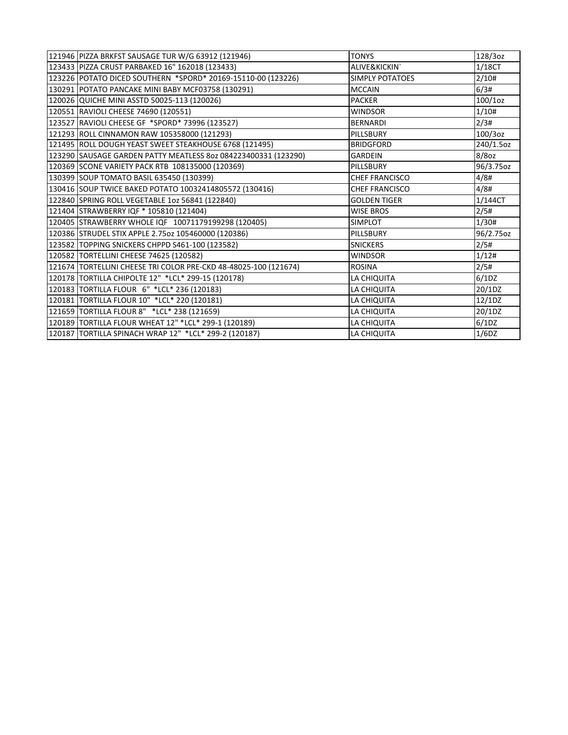| | | | |
|---|---|---|---|
| 121946 | PIZZA BRKFST SAUSAGE TUR W/G 63912 (121946) | TONYS | 128/3oz |
| 123433 | PIZZA CRUST PARBAKED 16" 162018 (123433) | ALIVE&KICKIN` | 1/18CT |
| 123226 | POTATO DICED SOUTHERN *SPORD* 20169-15110-00 (123226) | SIMPLY POTATOES | 2/10# |
| 130291 | POTATO PANCAKE MINI BABY MCF03758 (130291) | MCCAIN | 6/3# |
| 120026 | QUICHE MINI ASSTD 50025-113 (120026) | PACKER | 100/1oz |
| 120551 | RAVIOLI CHEESE 74690 (120551) | WINDSOR | 1/10# |
| 123527 | RAVIOLI CHEESE GF *SPORD* 73996 (123527) | BERNARDI | 2/3# |
| 121293 | ROLL CINNAMON RAW 105358000 (121293) | PILLSBURY | 100/3oz |
| 121495 | ROLL DOUGH YEAST SWEET STEAKHOUSE 6768 (121495) | BRIDGFORD | 240/1.5oz |
| 123290 | SAUSAGE GARDEN PATTY MEATLESS 8oz 084223400331 (123290) | GARDEIN | 8/8oz |
| 120369 | SCONE VARIETY PACK RTB 108135000 (120369) | PILLSBURY | 96/3.75oz |
| 130399 | SOUP TOMATO BASIL 635450 (130399) | CHEF FRANCISCO | 4/8# |
| 130416 | SOUP TWICE BAKED POTATO 10032414805572 (130416) | CHEF FRANCISCO | 4/8# |
| 122840 | SPRING ROLL VEGETABLE 1oz 56841 (122840) | GOLDEN TIGER | 1/144CT |
| 121404 | STRAWBERRY IQF * 105810 (121404) | WISE BROS | 2/5# |
| 120405 | STRAWBERRY WHOLE IQF 10071179199298 (120405) | SIMPLOT | 1/30# |
| 120386 | STRUDEL STIX APPLE 2.75oz 105460000 (120386) | PILLSBURY | 96/2.75oz |
| 123582 | TOPPING SNICKERS CHPPD S461-100 (123582) | SNICKERS | 2/5# |
| 120582 | TORTELLINI CHEESE 74625 (120582) | WINDSOR | 1/12# |
| 121674 | TORTELLINI CHEESE TRI COLOR PRE-CKD 48-48025-100 (121674) | ROSINA | 2/5# |
| 120178 | TORTILLA CHIPOLTE 12" *LCL* 299-15 (120178) | LA CHIQUITA | 6/1DZ |
| 120183 | TORTILLA FLOUR 6" *LCL* 236 (120183) | LA CHIQUITA | 20/1DZ |
| 120181 | TORTILLA FLOUR 10" *LCL* 220 (120181) | LA CHIQUITA | 12/1DZ |
| 121659 | TORTILLA FLOUR 8" *LCL* 238 (121659) | LA CHIQUITA | 20/1DZ |
| 120189 | TORTILLA FLOUR WHEAT 12" *LCL* 299-1 (120189) | LA CHIQUITA | 6/1DZ |
| 120187 | TORTILLA SPINACH WRAP 12" *LCL* 299-2 (120187) | LA CHIQUITA | 1/6DZ |